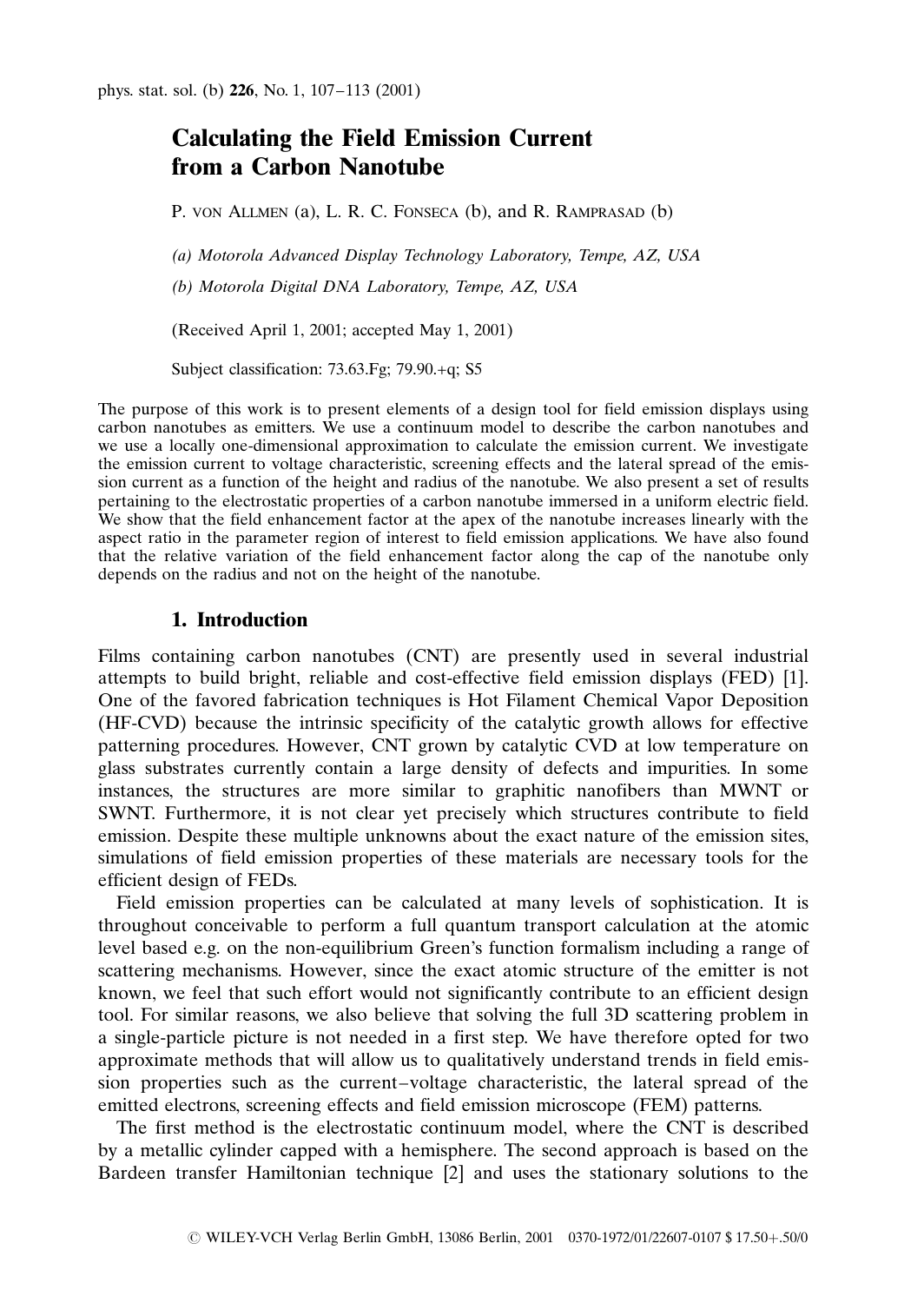# Calculating the Field Emission Current from a Carbon Nanotube

P. von Allmen (a), L. R. C. Fonseca (b), and R. Ramprasad (b)

*(a) Motorola Advanced Display Technology Laboratory, Tempe, AZ, USA*

*(b) Motorola Digital DNA Laboratory, Tempe, AZ, USA*

(Received April 1, 2001; accepted May 1, 2001)

Subject classification: 73.63.Fg; 79.90.+q; S5

The purpose of this work is to present elements of a design tool for field emission displays using carbon nanotubes as emitters. We use a continuum model to describe the carbon nanotubes and we use a locally one-dimensional approximation to calculate the emission current. We investigate the emission current to voltage characteristic, screening effects and the lateral spread of the emission current as a function of the height and radius of the nanotube. We also present a set of results pertaining to the electrostatic properties of a carbon nanotube immersed in a uniform electric field. We show that the field enhancement factor at the apex of the nanotube increases linearly with the aspect ratio in the parameter region of interest to field emission applications. We have also found that the relative variation of the field enhancement factor along the cap of the nanotube only depends on the radius and not on the height of the nanotube.

## 1. Introduction

Films containing carbon nanotubes (CNT) are presently used in several industrial attempts to build bright, reliable and cost-effective field emission displays (FED) [1]. One of the favored fabrication techniques is Hot Filament Chemical Vapor Deposition (HF-CVD) because the intrinsic specificity of the catalytic growth allows for effective patterning procedures. However, CNT grown by catalytic CVD at low temperature on glass substrates currently contain a large density of defects and impurities. In some instances, the structures are more similar to graphitic nanofibers than MWNT or SWNT. Furthermore, it is not clear yet precisely which structures contribute to field emission. Despite these multiple unknowns about the exact nature of the emission sites, simulations of field emission properties of these materials are necessary tools for the efficient design of FEDs.

Field emission properties can be calculated at many levels of sophistication. It is throughout conceivable to perform a full quantum transport calculation at the atomic level based e.g. on the non-equilibrium Green's function formalism including a range of scattering mechanisms. However, since the exact atomic structure of the emitter is not known, we feel that such effort would not significantly contribute to an efficient design tool. For similar reasons, we also believe that solving the full 3D scattering problem in a single-particle picture is not needed in a first step. We have therefore opted for two approximate methods that will allow us to qualitatively understand trends in field emission properties such as the current–voltage characteristic, the lateral spread of the emitted electrons, screening effects and field emission microscope (FEM) patterns.

The first method is the electrostatic continuum model, where the CNT is described by a metallic cylinder capped with a hemisphere. The second approach is based on the Bardeen transfer Hamiltonian technique [2] and uses the stationary solutions to the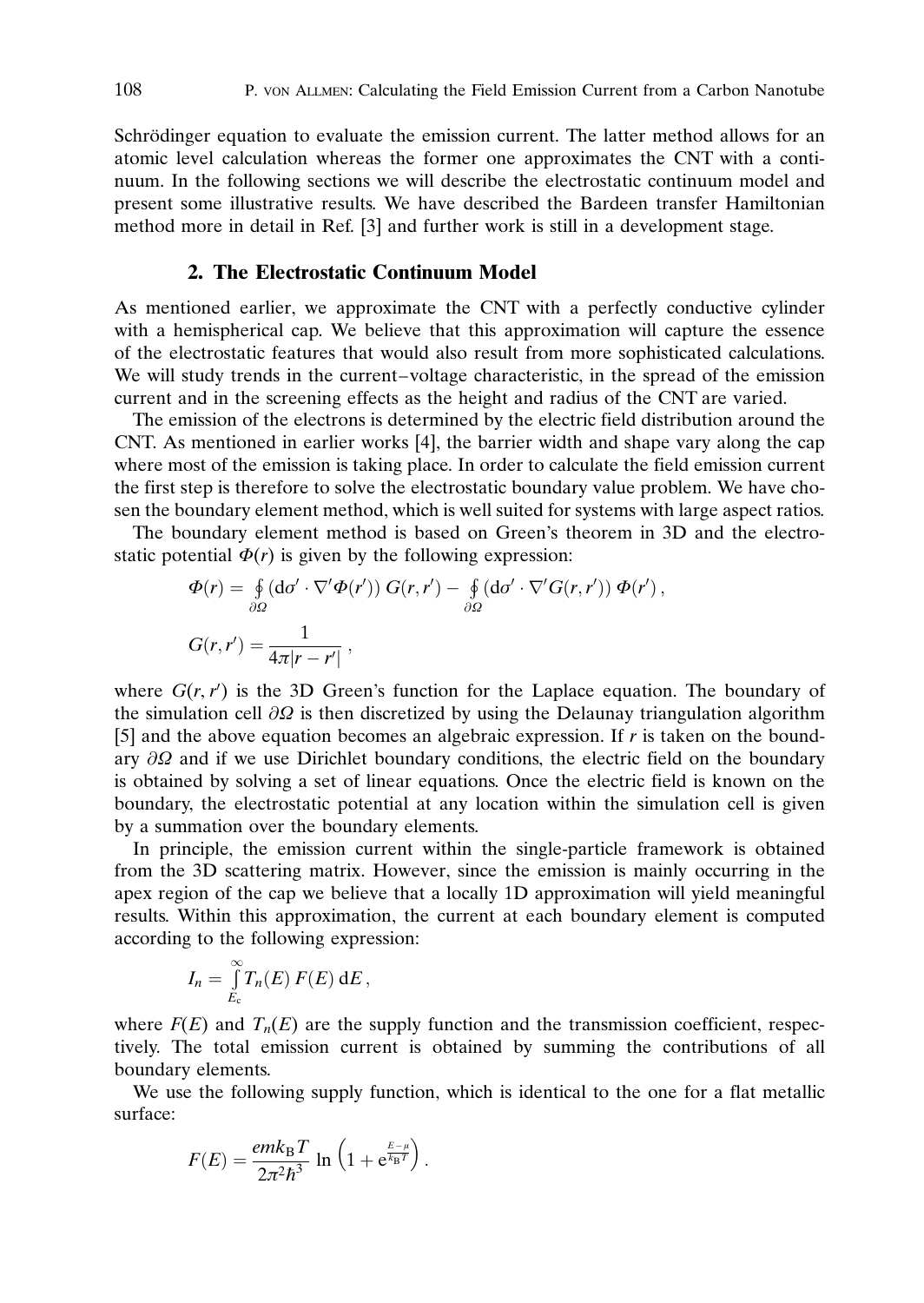Schrödinger equation to evaluate the emission current. The latter method allows for an atomic level calculation whereas the former one approximates the CNT with a continuum. In the following sections we will describe the electrostatic continuum model and present some illustrative results. We have described the Bardeen transfer Hamiltonian method more in detail in Ref. [3] and further work is still in a development stage.

## 2. The Electrostatic Continuum Model

As mentioned earlier, we approximate the CNT with a perfectly conductive cylinder with a hemispherical cap. We believe that this approximation will capture the essence of the electrostatic features that would also result from more sophisticated calculations. We will study trends in the current–voltage characteristic, in the spread of the emission current and in the screening effects as the height and radius of the CNT are varied.

The emission of the electrons is determined by the electric field distribution around the CNT. As mentioned in earlier works [4], the barrier width and shape vary along the cap where most of the emission is taking place. In order to calculate the field emission current the first step is therefore to solve the electrostatic boundary value problem. We have chosen the boundary element method, which is well suited for systems with large aspect ratios.

The boundary element method is based on Green's theorem in 3D and the electrostatic potential $\Phi(r)$ is given by the following expression:

$$\Phi(r) = \oint_{\partial\Omega} (\mathrm{d}\sigma' \cdot \nabla' \Phi(r'))\, G(r, r') - \oint_{\partial\Omega} (\mathrm{d}\sigma' \cdot \nabla' G(r, r'))\, \Phi(r')\,,$$

$$G(r, r') = \frac{1}{4\pi |r - r'|}\,,$$

where $G(r, r')$ is the 3D Green's function for the Laplace equation. The boundary of the simulation cell $\partial\Omega$ is then discretized by using the Delaunay triangulation algorithm [5] and the above equation becomes an algebraic expression. If $r$ is taken on the boundary $\partial\Omega$ and if we use Dirichlet boundary conditions, the electric field on the boundary is obtained by solving a set of linear equations. Once the electric field is known on the boundary, the electrostatic potential at any location within the simulation cell is given by a summation over the boundary elements.

In principle, the emission current within the single-particle framework is obtained from the 3D scattering matrix. However, since the emission is mainly occurring in the apex region of the cap we believe that a locally 1D approximation will yield meaningful results. Within this approximation, the current at each boundary element is computed according to the following expression:

$$I_n = \int_{E_c}^{\infty} T_n(E)\, F(E)\, \mathrm{d}E\,,$$

where $F(E)$ and $T_n(E)$ are the supply function and the transmission coefficient, respectively. The total emission current is obtained by summing the contributions of all boundary elements.

We use the following supply function, which is identical to the one for a flat metallic surface:

$$F(E) = \frac{emk_{\mathrm{B}}T}{2\pi^2 \hbar^3} \ln \left(1 + \mathrm{e}^{\frac{E-\mu}{k_{\mathrm{B}}T}}\right).$$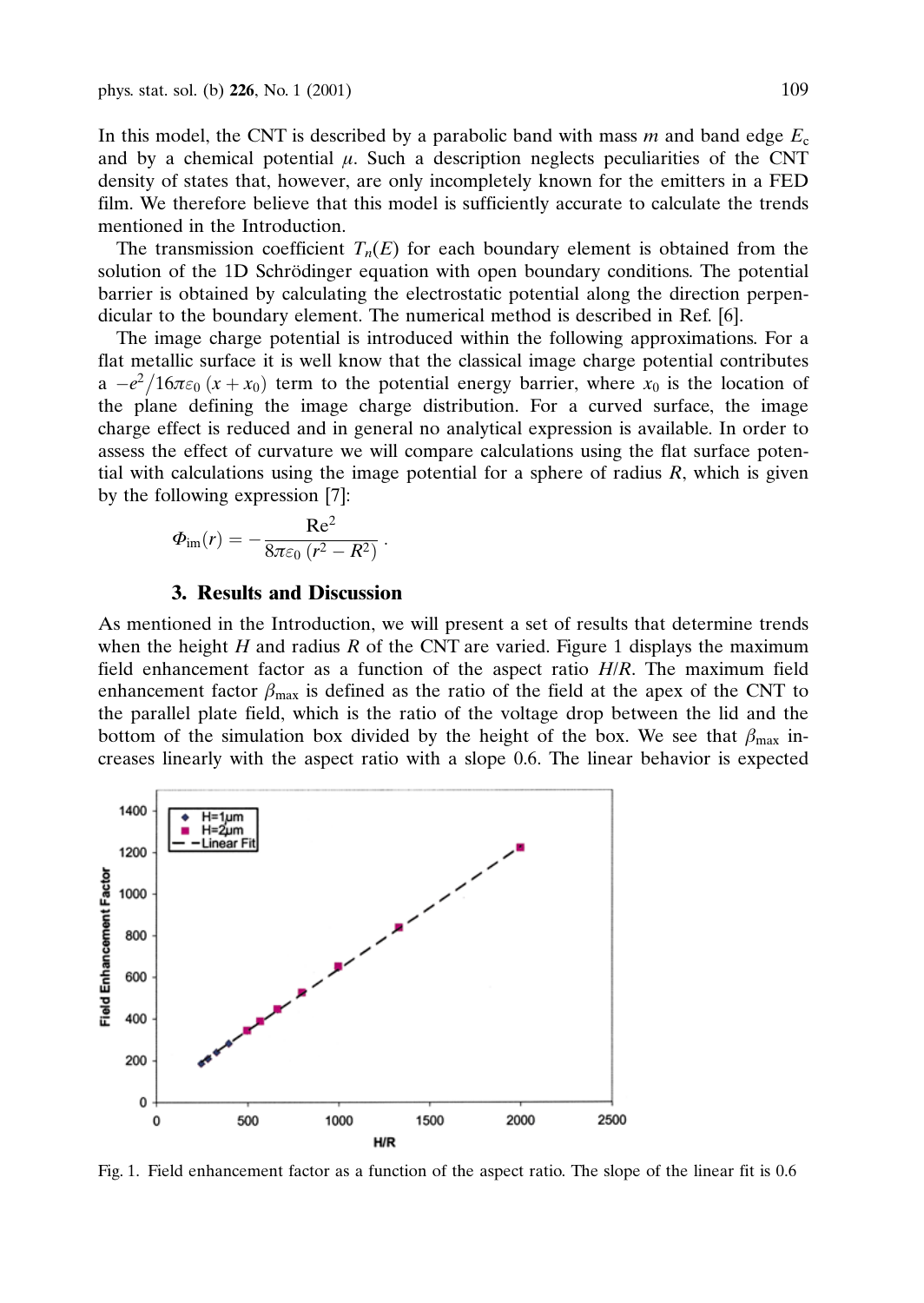In this model, the CNT is described by a parabolic band with mass $m$ and band edge $E_c$ and by a chemical potential $\mu$. Such a description neglects peculiarities of the CNT density of states that, however, are only incompletely known for the emitters in a FED film. We therefore believe that this model is sufficiently accurate to calculate the trends mentioned in the Introduction.

The transmission coefficient $T_n(E)$ for each boundary element is obtained from the solution of the 1D Schrödinger equation with open boundary conditions. The potential barrier is obtained by calculating the electrostatic potential along the direction perpendicular to the boundary element. The numerical method is described in Ref. [6].

The image charge potential is introduced within the following approximations. For a flat metallic surface it is well know that the classical image charge potential contributes a $-e^2/16\pi\varepsilon_0\,(x + x_0)$ term to the potential energy barrier, where $x_0$ is the location of the plane defining the image charge distribution. For a curved surface, the image charge effect is reduced and in general no analytical expression is available. In order to assess the effect of curvature we will compare calculations using the flat surface potential with calculations using the image potential for a sphere of radius $R$, which is given by the following expression [7]:

$$\Phi_{\text{im}}(r) = -\frac{\text{Re}^2}{8\pi\varepsilon_0\,(r^2 - R^2)}\,.$$

## 3. Results and Discussion

As mentioned in the Introduction, we will present a set of results that determine trends when the height $H$ and radius $R$ of the CNT are varied. Figure 1 displays the maximum field enhancement factor as a function of the aspect ratio $H/R$. The maximum field enhancement factor $\beta_{\max}$ is defined as the ratio of the field at the apex of the CNT to the parallel plate field, which is the ratio of the voltage drop between the lid and the bottom of the simulation box divided by the height of the box. We see that $\beta_{\max}$ increases linearly with the aspect ratio with a slope 0.6. The linear behavior is expected

Fig. 1. Field enhancement factor as a function of the aspect ratio. The slope of the linear fit is 0.6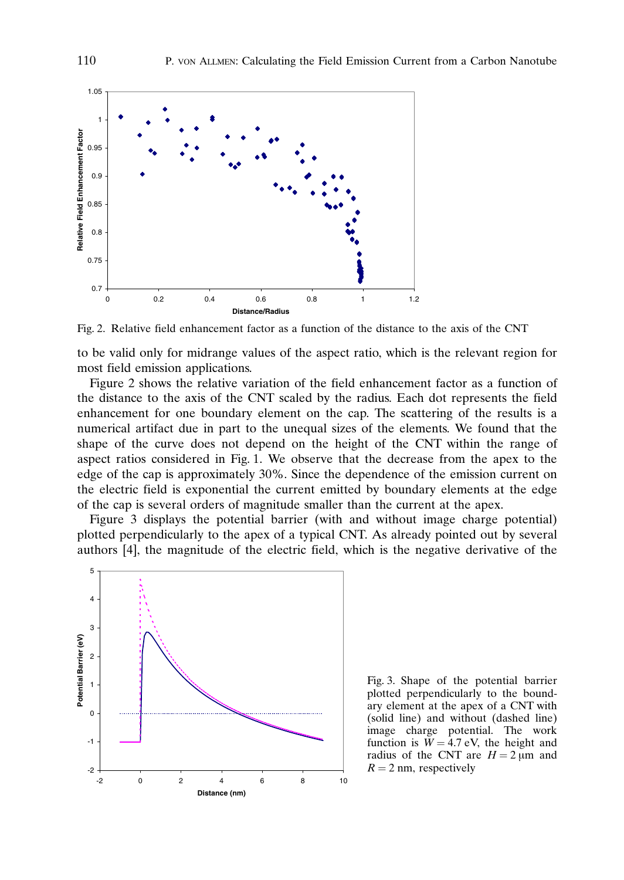Fig. 2. Relative field enhancement factor as a function of the distance to the axis of the CNT

to be valid only for midrange values of the aspect ratio, which is the relevant region for most field emission applications.

Figure 2 shows the relative variation of the field enhancement factor as a function of the distance to the axis of the CNT scaled by the radius. Each dot represents the field enhancement for one boundary element on the cap. The scattering of the results is a numerical artifact due in part to the unequal sizes of the elements. We found that the shape of the curve does not depend on the height of the CNT within the range of aspect ratios considered in Fig. 1. We observe that the decrease from the apex to the edge of the cap is approximately 30%. Since the dependence of the emission current on the electric field is exponential the current emitted by boundary elements at the edge of the cap is several orders of magnitude smaller than the current at the apex.

Figure 3 displays the potential barrier (with and without image charge potential) plotted perpendicularly to the apex of a typical CNT. As already pointed out by several authors [4], the magnitude of the electric field, which is the negative derivative of the

Fig. 3. Shape of the potential barrier plotted perpendicularly to the boundary element at the apex of a CNT with (solid line) and without (dashed line) image charge potential. The work function is $W = 4.7$ eV, the height and radius of the CNT are $H = 2$ μm and $R = 2$ nm, respectively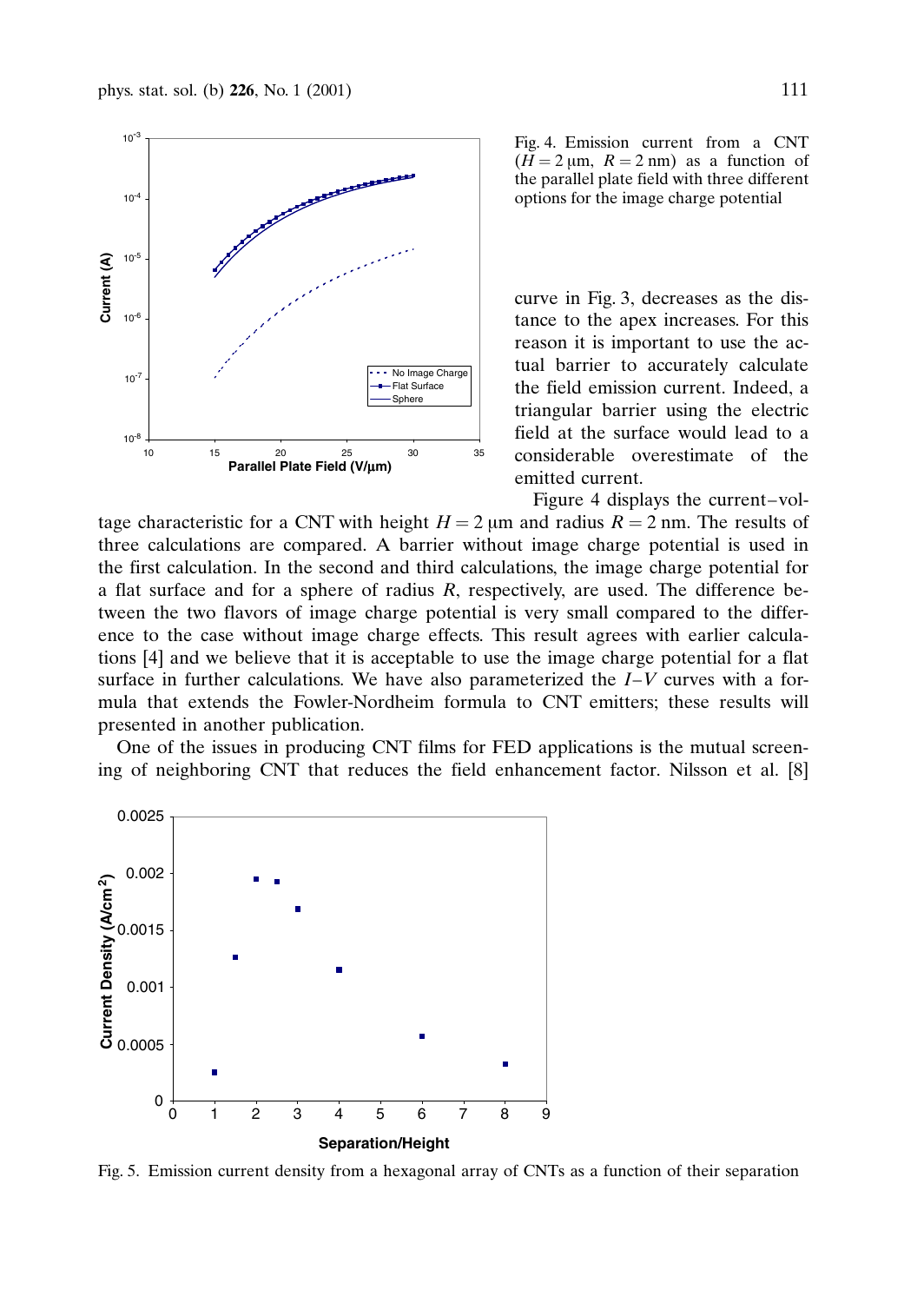Fig. 4. Emission current from a CNT ($H = 2$ μm, $R = 2$ nm) as a function of the parallel plate field with three different options for the image charge potential

curve in Fig. 3, decreases as the distance to the apex increases. For this reason it is important to use the actual barrier to accurately calculate the field emission current. Indeed, a triangular barrier using the electric field at the surface would lead to a considerable overestimate of the emitted current.

Figure 4 displays the current–voltage characteristic for a CNT with height $H = 2$ μm and radius $R = 2$ nm. The results of three calculations are compared. A barrier without image charge potential is used in the first calculation. In the second and third calculations, the image charge potential for a flat surface and for a sphere of radius $R$, respectively, are used. The difference between the two flavors of image charge potential is very small compared to the difference to the case without image charge effects. This result agrees with earlier calculations [4] and we believe that it is acceptable to use the image charge potential for a flat surface in further calculations. We have also parameterized the $I$–$V$ curves with a formula that extends the Fowler-Nordheim formula to CNT emitters; these results will presented in another publication.

One of the issues in producing CNT films for FED applications is the mutual screening of neighboring CNT that reduces the field enhancement factor. Nilsson et al. [8]

Fig. 5. Emission current density from a hexagonal array of CNTs as a function of their separation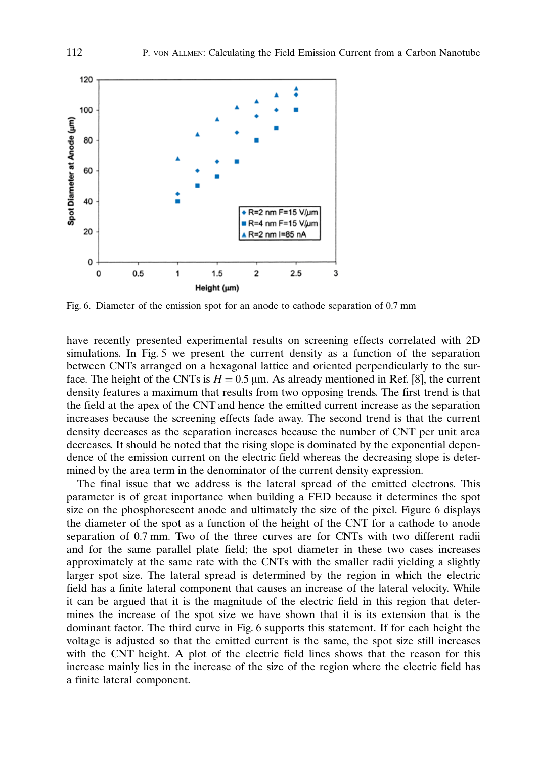120

100

80

60

40

20

0

Spot Diameter at Anode (μm)

0 0.5 1 1.5 2 2.5 3

Height (μm)

R=2 nm F=15 V/μm

R=4 nm F=15 V/μm

R=2 nm I=85 nA

Fig. 6. Diameter of the emission spot for an anode to cathode separation of 0.7 mm

have recently presented experimental results on screening effects correlated with 2D simulations. In Fig. 5 we present the current density as a function of the separation between CNTs arranged on a hexagonal lattice and oriented perpendicularly to the surface. The height of the CNTs is $H = 0.5$ μm. As already mentioned in Ref. [8], the current density features a maximum that results from two opposing trends. The first trend is that the field at the apex of the CNT and hence the emitted current increase as the separation increases because the screening effects fade away. The second trend is that the current density decreases as the separation increases because the number of CNT per unit area decreases. It should be noted that the rising slope is dominated by the exponential dependence of the emission current on the electric field whereas the decreasing slope is determined by the area term in the denominator of the current density expression.

The final issue that we address is the lateral spread of the emitted electrons. This parameter is of great importance when building a FED because it determines the spot size on the phosphorescent anode and ultimately the size of the pixel. Figure 6 displays the diameter of the spot as a function of the height of the CNT for a cathode to anode separation of 0.7 mm. Two of the three curves are for CNTs with two different radii and for the same parallel plate field; the spot diameter in these two cases increases approximately at the same rate with the CNTs with the smaller radii yielding a slightly larger spot size. The lateral spread is determined by the region in which the electric field has a finite lateral component that causes an increase of the lateral velocity. While it can be argued that it is the magnitude of the electric field in this region that determines the increase of the spot size we have shown that it is its extension that is the dominant factor. The third curve in Fig. 6 supports this statement. If for each height the voltage is adjusted so that the emitted current is the same, the spot size still increases with the CNT height. A plot of the electric field lines shows that the reason for this increase mainly lies in the increase of the size of the region where the electric field has a finite lateral component.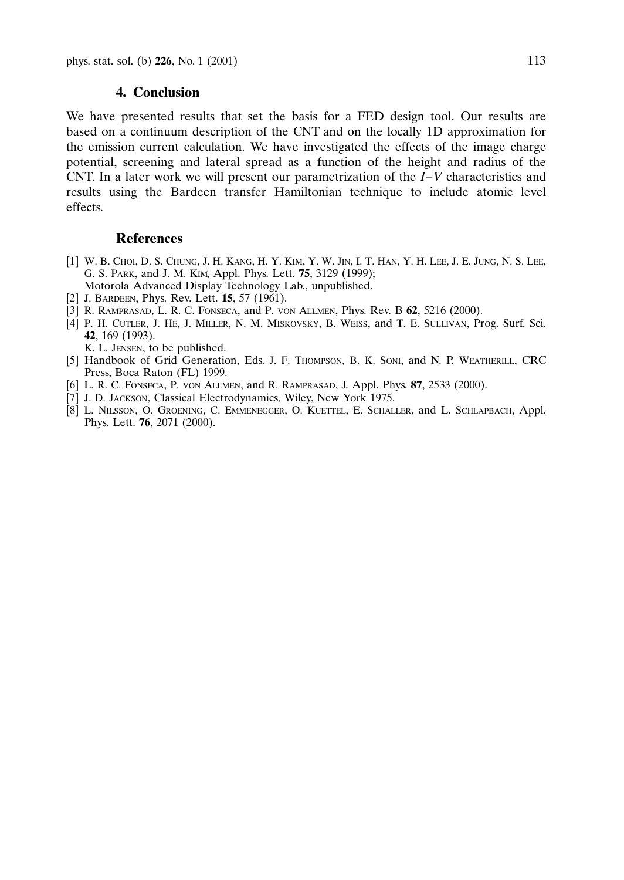## 4. Conclusion

We have presented results that set the basis for a FED design tool. Our results are based on a continuum description of the CNT and on the locally 1D approximation for the emission current calculation. We have investigated the effects of the image charge potential, screening and lateral spread as a function of the height and radius of the CNT. In a later work we will present our parametrization of the $I$–$V$ characteristics and results using the Bardeen transfer Hamiltonian technique to include atomic level effects.

## References

[1] W. B. Choi, D. S. Chung, J. H. Kang, H. Y. Kim, Y. W. Jin, I. T. Han, Y. H. Lee, J. E. Jung, N. S. Lee, G. S. Park, and J. M. Kim, Appl. Phys. Lett. **75**, 3129 (1999);
Motorola Advanced Display Technology Lab., unpublished.

[2] J. Bardeen, Phys. Rev. Lett. **15**, 57 (1961).

[3] R. Ramprasad, L. R. C. Fonseca, and P. von Allmen, Phys. Rev. B **62**, 5216 (2000).

[4] P. H. Cutler, J. He, J. Miller, N. M. Miskovsky, B. Weiss, and T. E. Sullivan, Prog. Surf. Sci. **42**, 169 (1993).
K. L. Jensen, to be published.

[5] Handbook of Grid Generation, Eds. J. F. Thompson, B. K. Soni, and N. P. Weatherill, CRC Press, Boca Raton (FL) 1999.

[6] L. R. C. Fonseca, P. von Allmen, and R. Ramprasad, J. Appl. Phys. **87**, 2533 (2000).

[7] J. D. Jackson, Classical Electrodynamics, Wiley, New York 1975.

[8] L. Nilsson, O. Groening, C. Emmenegger, O. Kuettel, E. Schaller, and L. Schlapbach, Appl. Phys. Lett. **76**, 2071 (2000).